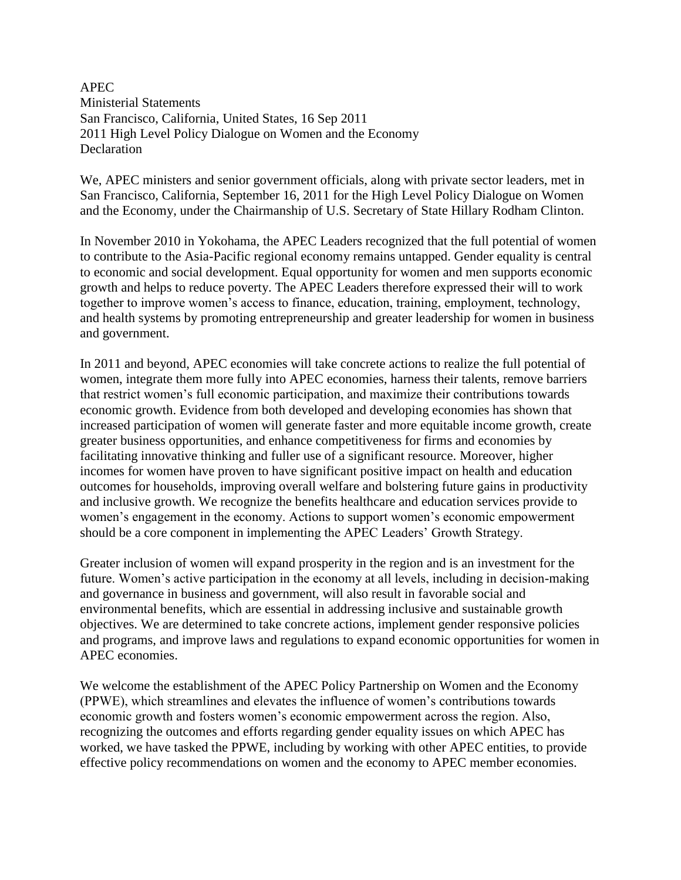APEC
Ministerial Statements
San Francisco, California, United States, 16 Sep 2011
2011 High Level Policy Dialogue on Women and the Economy
Declaration

We, APEC ministers and senior government officials, along with private sector leaders, met in San Francisco, California, September 16, 2011 for the High Level Policy Dialogue on Women and the Economy, under the Chairmanship of U.S. Secretary of State Hillary Rodham Clinton.

In November 2010 in Yokohama, the APEC Leaders recognized that the full potential of women to contribute to the Asia-Pacific regional economy remains untapped. Gender equality is central to economic and social development. Equal opportunity for women and men supports economic growth and helps to reduce poverty. The APEC Leaders therefore expressed their will to work together to improve women's access to finance, education, training, employment, technology, and health systems by promoting entrepreneurship and greater leadership for women in business and government.

In 2011 and beyond, APEC economies will take concrete actions to realize the full potential of women, integrate them more fully into APEC economies, harness their talents, remove barriers that restrict women's full economic participation, and maximize their contributions towards economic growth. Evidence from both developed and developing economies has shown that increased participation of women will generate faster and more equitable income growth, create greater business opportunities, and enhance competitiveness for firms and economies by facilitating innovative thinking and fuller use of a significant resource. Moreover, higher incomes for women have proven to have significant positive impact on health and education outcomes for households, improving overall welfare and bolstering future gains in productivity and inclusive growth. We recognize the benefits healthcare and education services provide to women's engagement in the economy. Actions to support women's economic empowerment should be a core component in implementing the APEC Leaders' Growth Strategy.

Greater inclusion of women will expand prosperity in the region and is an investment for the future. Women's active participation in the economy at all levels, including in decision-making and governance in business and government, will also result in favorable social and environmental benefits, which are essential in addressing inclusive and sustainable growth objectives. We are determined to take concrete actions, implement gender responsive policies and programs, and improve laws and regulations to expand economic opportunities for women in APEC economies.

We welcome the establishment of the APEC Policy Partnership on Women and the Economy (PPWE), which streamlines and elevates the influence of women's contributions towards economic growth and fosters women's economic empowerment across the region. Also, recognizing the outcomes and efforts regarding gender equality issues on which APEC has worked, we have tasked the PPWE, including by working with other APEC entities, to provide effective policy recommendations on women and the economy to APEC member economies.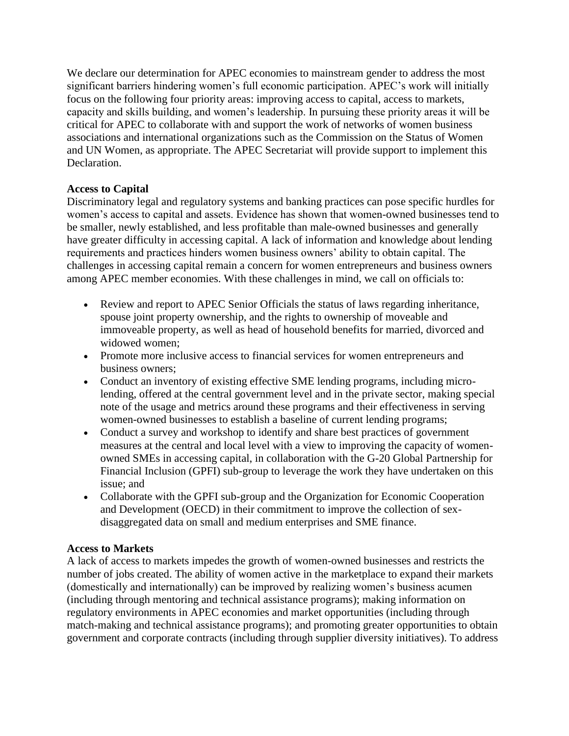We declare our determination for APEC economies to mainstream gender to address the most significant barriers hindering women's full economic participation. APEC's work will initially focus on the following four priority areas: improving access to capital, access to markets, capacity and skills building, and women's leadership. In pursuing these priority areas it will be critical for APEC to collaborate with and support the work of networks of women business associations and international organizations such as the Commission on the Status of Women and UN Women, as appropriate. The APEC Secretariat will provide support to implement this Declaration.

**Access to Capital**

Discriminatory legal and regulatory systems and banking practices can pose specific hurdles for women's access to capital and assets. Evidence has shown that women-owned businesses tend to be smaller, newly established, and less profitable than male-owned businesses and generally have greater difficulty in accessing capital. A lack of information and knowledge about lending requirements and practices hinders women business owners' ability to obtain capital. The challenges in accessing capital remain a concern for women entrepreneurs and business owners among APEC member economies. With these challenges in mind, we call on officials to:

- Review and report to APEC Senior Officials the status of laws regarding inheritance, spouse joint property ownership, and the rights to ownership of moveable and immoveable property, as well as head of household benefits for married, divorced and widowed women;
- Promote more inclusive access to financial services for women entrepreneurs and business owners;
- Conduct an inventory of existing effective SME lending programs, including micro-lending, offered at the central government level and in the private sector, making special note of the usage and metrics around these programs and their effectiveness in serving women-owned businesses to establish a baseline of current lending programs;
- Conduct a survey and workshop to identify and share best practices of government measures at the central and local level with a view to improving the capacity of women-owned SMEs in accessing capital, in collaboration with the G-20 Global Partnership for Financial Inclusion (GPFI) sub-group to leverage the work they have undertaken on this issue; and
- Collaborate with the GPFI sub-group and the Organization for Economic Cooperation and Development (OECD) in their commitment to improve the collection of sex-disaggregated data on small and medium enterprises and SME finance.

**Access to Markets**

A lack of access to markets impedes the growth of women-owned businesses and restricts the number of jobs created. The ability of women active in the marketplace to expand their markets (domestically and internationally) can be improved by realizing women's business acumen (including through mentoring and technical assistance programs); making information on regulatory environments in APEC economies and market opportunities (including through match-making and technical assistance programs); and promoting greater opportunities to obtain government and corporate contracts (including through supplier diversity initiatives). To address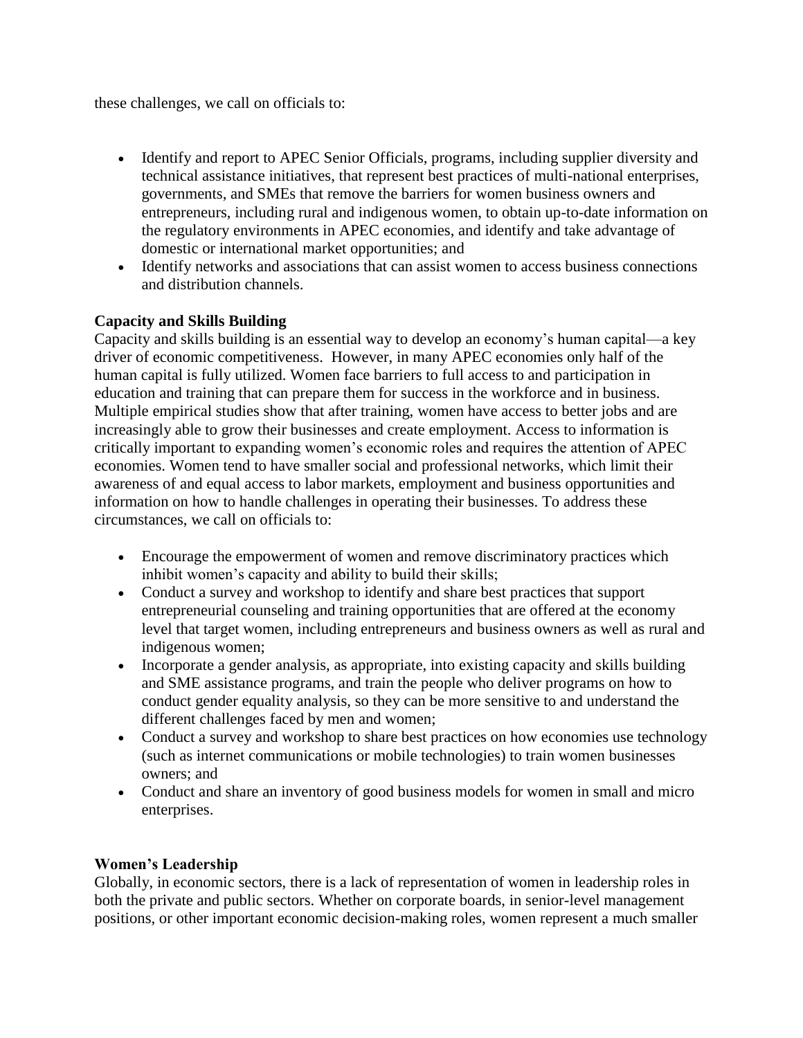these challenges, we call on officials to:

- Identify and report to APEC Senior Officials, programs, including supplier diversity and technical assistance initiatives, that represent best practices of multi-national enterprises, governments, and SMEs that remove the barriers for women business owners and entrepreneurs, including rural and indigenous women, to obtain up-to-date information on the regulatory environments in APEC economies, and identify and take advantage of domestic or international market opportunities; and
- Identify networks and associations that can assist women to access business connections and distribution channels.

**Capacity and Skills Building**

Capacity and skills building is an essential way to develop an economy's human capital—a key driver of economic competitiveness. However, in many APEC economies only half of the human capital is fully utilized. Women face barriers to full access to and participation in education and training that can prepare them for success in the workforce and in business. Multiple empirical studies show that after training, women have access to better jobs and are increasingly able to grow their businesses and create employment. Access to information is critically important to expanding women's economic roles and requires the attention of APEC economies. Women tend to have smaller social and professional networks, which limit their awareness of and equal access to labor markets, employment and business opportunities and information on how to handle challenges in operating their businesses. To address these circumstances, we call on officials to:

- Encourage the empowerment of women and remove discriminatory practices which inhibit women's capacity and ability to build their skills;
- Conduct a survey and workshop to identify and share best practices that support entrepreneurial counseling and training opportunities that are offered at the economy level that target women, including entrepreneurs and business owners as well as rural and indigenous women;
- Incorporate a gender analysis, as appropriate, into existing capacity and skills building and SME assistance programs, and train the people who deliver programs on how to conduct gender equality analysis, so they can be more sensitive to and understand the different challenges faced by men and women;
- Conduct a survey and workshop to share best practices on how economies use technology (such as internet communications or mobile technologies) to train women businesses owners; and
- Conduct and share an inventory of good business models for women in small and micro enterprises.

**Women's Leadership**

Globally, in economic sectors, there is a lack of representation of women in leadership roles in both the private and public sectors. Whether on corporate boards, in senior-level management positions, or other important economic decision-making roles, women represent a much smaller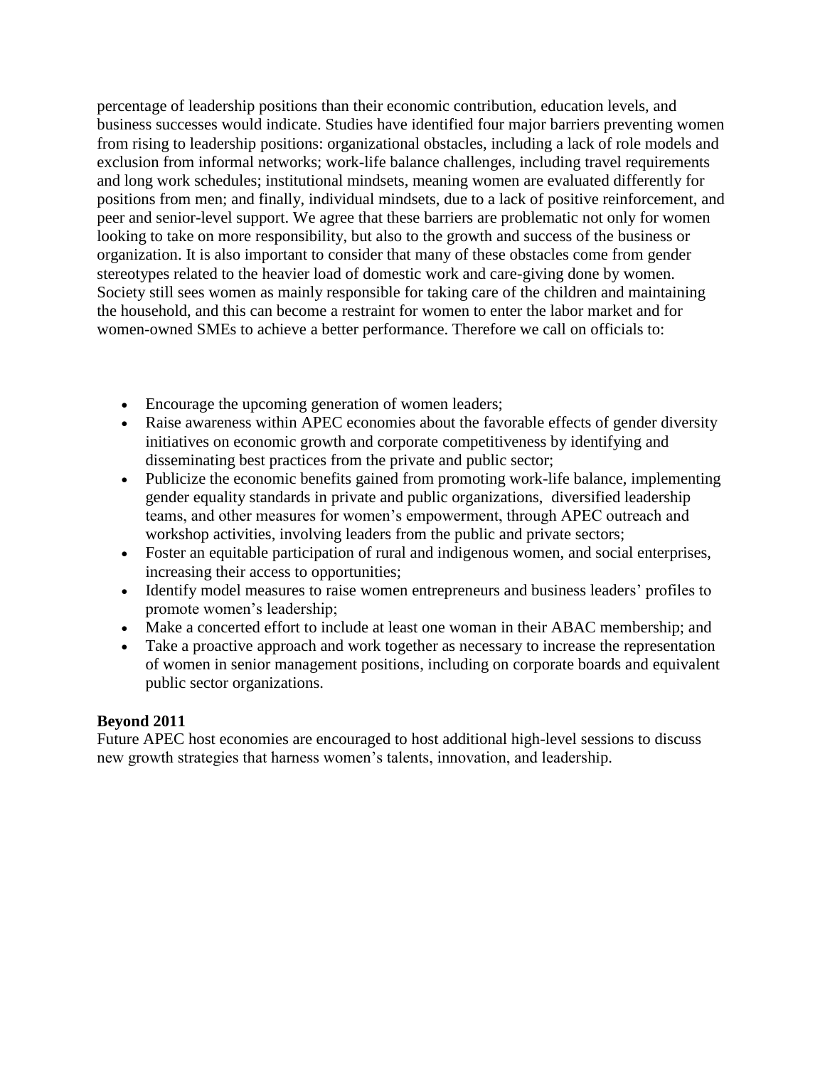percentage of leadership positions than their economic contribution, education levels, and business successes would indicate. Studies have identified four major barriers preventing women from rising to leadership positions: organizational obstacles, including a lack of role models and exclusion from informal networks; work-life balance challenges, including travel requirements and long work schedules; institutional mindsets, meaning women are evaluated differently for positions from men; and finally, individual mindsets, due to a lack of positive reinforcement, and peer and senior-level support. We agree that these barriers are problematic not only for women looking to take on more responsibility, but also to the growth and success of the business or organization. It is also important to consider that many of these obstacles come from gender stereotypes related to the heavier load of domestic work and care-giving done by women. Society still sees women as mainly responsible for taking care of the children and maintaining the household, and this can become a restraint for women to enter the labor market and for women-owned SMEs to achieve a better performance. Therefore we call on officials to:

- Encourage the upcoming generation of women leaders;
- Raise awareness within APEC economies about the favorable effects of gender diversity initiatives on economic growth and corporate competitiveness by identifying and disseminating best practices from the private and public sector;
- Publicize the economic benefits gained from promoting work-life balance, implementing gender equality standards in private and public organizations, diversified leadership teams, and other measures for women's empowerment, through APEC outreach and workshop activities, involving leaders from the public and private sectors;
- Foster an equitable participation of rural and indigenous women, and social enterprises, increasing their access to opportunities;
- Identify model measures to raise women entrepreneurs and business leaders' profiles to promote women's leadership;
- Make a concerted effort to include at least one woman in their ABAC membership; and
- Take a proactive approach and work together as necessary to increase the representation of women in senior management positions, including on corporate boards and equivalent public sector organizations.

**Beyond 2011**

Future APEC host economies are encouraged to host additional high-level sessions to discuss new growth strategies that harness women's talents, innovation, and leadership.